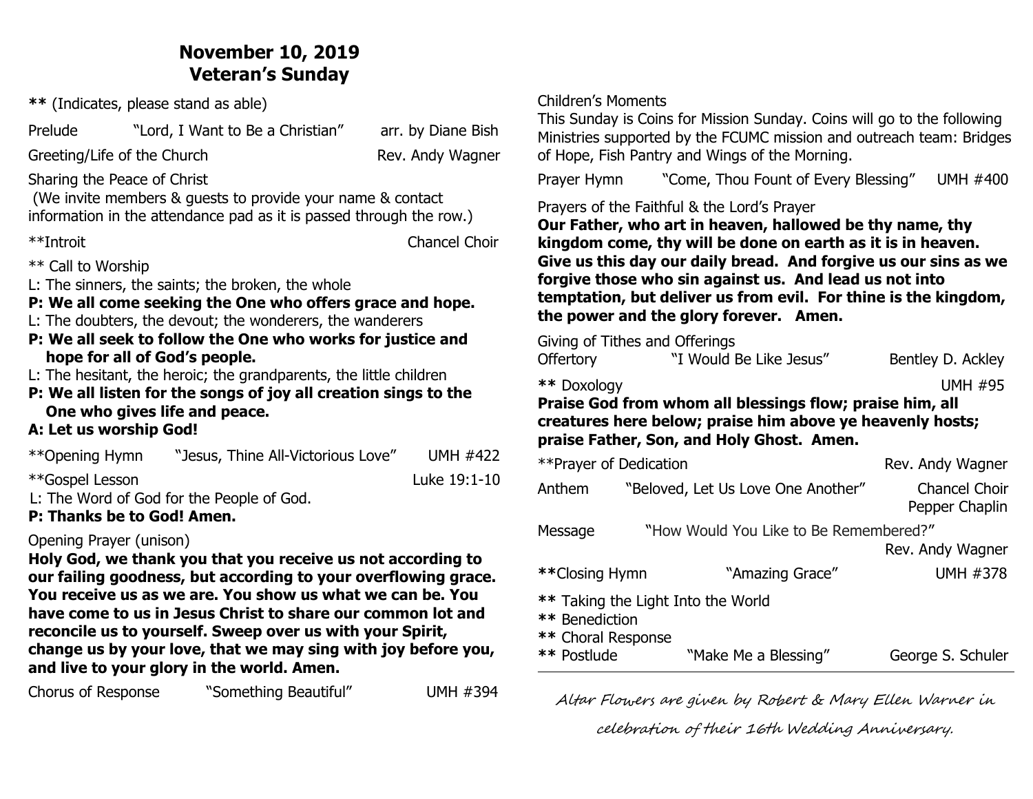# November 10, 2019
# Veteran's Sunday

**\*\*** (Indicates, please stand as able)

Prelude "Lord, I Want to Be a Christian" arr. by Diane Bish

Greeting/Life of the Church Rev. Andy Wagner

Sharing the Peace of Christ
(We invite members & guests to provide your name & contact information in the attendance pad as it is passed through the row.)

\*\*Introit Chancel Choir

\*\* Call to Worship

L: The sinners, the saints; the broken, the whole

**P: We all come seeking the One who offers grace and hope.**

L: The doubters, the devout; the wonderers, the wanderers

**P: We all seek to follow the One who works for justice and hope for all of God's people.**

L: The hesitant, the heroic; the grandparents, the little children

**P: We all listen for the songs of joy all creation sings to the One who gives life and peace.**

**A: Let us worship God!**

\*\*Opening Hymn "Jesus, Thine All-Victorious Love" UMH #422

\*\*Gospel Lesson Luke 19:1-10

L: The Word of God for the People of God.

**P: Thanks be to God! Amen.**

Opening Prayer (unison)

**Holy God, we thank you that you receive us not according to our failing goodness, but according to your overflowing grace. You receive us as we are. You show us what we can be. You have come to us in Jesus Christ to share our common lot and reconcile us to yourself. Sweep over us with your Spirit, change us by your love, that we may sing with joy before you, and live to your glory in the world. Amen.**

Chorus of Response "Something Beautiful" UMH #394

Children's Moments
This Sunday is Coins for Mission Sunday. Coins will go to the following Ministries supported by the FCUMC mission and outreach team: Bridges of Hope, Fish Pantry and Wings of the Morning.

Prayer Hymn "Come, Thou Fount of Every Blessing" UMH #400

Prayers of the Faithful & the Lord's Prayer

**Our Father, who art in heaven, hallowed be thy name, thy kingdom come, thy will be done on earth as it is in heaven. Give us this day our daily bread. And forgive us our sins as we forgive those who sin against us. And lead us not into temptation, but deliver us from evil. For thine is the kingdom, the power and the glory forever. Amen.**

Giving of Tithes and Offerings

Offertory "I Would Be Like Jesus" Bentley D. Ackley

**\*\*** Doxology UMH #95

**Praise God from whom all blessings flow; praise him, all creatures here below; praise him above ye heavenly hosts; praise Father, Son, and Holy Ghost. Amen.**

\*\*Prayer of Dedication Rev. Andy Wagner

Anthem "Beloved, Let Us Love One Another" Chancel Choir
Pepper Chaplin

Message "How Would You Like to Be Remembered?"
Rev. Andy Wagner

**\*\***Closing Hymn "Amazing Grace" UMH #378

**\*\*** Taking the Light Into the World

**\*\*** Benediction

**\*\*** Choral Response

**\*\*** Postlude "Make Me a Blessing" George S. Schuler

---

*Altar Flowers are given by Robert & Mary Ellen Warner in celebration of their 16th Wedding Anniversary.*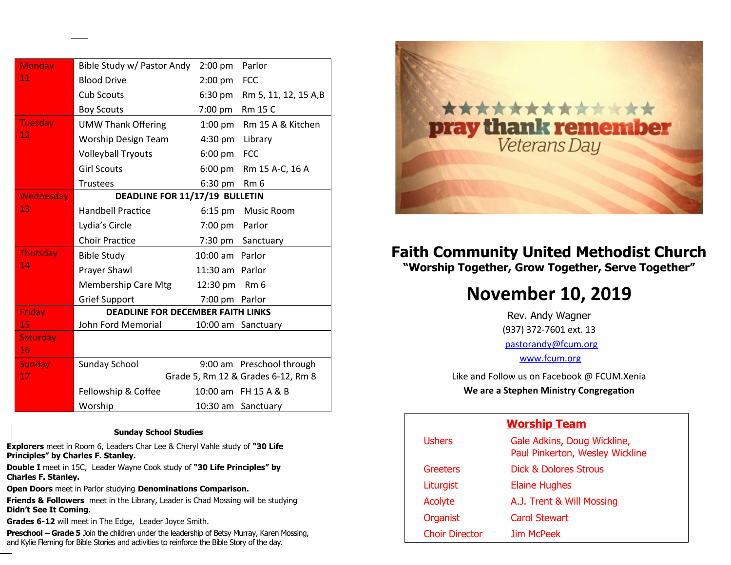| Day | Event | Time | Location |
|---|---|---|---|
| Monday 11 | Bible Study w/ Pastor Andy | 2:00 pm | Parlor |
| | Blood Drive | 2:00 pm | FCC |
| | Cub Scouts | 6:30 pm | Rm 5, 11, 12, 15 A,B |
| | Boy Scouts | 7:00 pm | Rm 15 C |
| Tuesday 12 | UMW Thank Offering | 1:00 pm | Rm 15 A & Kitchen |
| | Worship Design Team | 4:30 pm | Library |
| | Volleyball Tryouts | 6:00 pm | FCC |
| | Girl Scouts | 6:00 pm | Rm 15 A-C, 16 A |
| | Trustees | 6:30 pm | Rm 6 |
| Wednesday 13 | **DEADLINE FOR 11/17/19 BULLETIN** | | |
| | Handbell Practice | 6:15 pm | Music Room |
| | Lydia's Circle | 7:00 pm | Parlor |
| | Choir Practice | 7:30 pm | Sanctuary |
| Thursday 14 | Bible Study | 10:00 am | Parlor |
| | Prayer Shawl | 11:30 am | Parlor |
| | Membership Care Mtg | 12:30 pm | Rm 6 |
| | Grief Support | 7:00 pm | Parlor |
| Friday 15 | **DEADLINE FOR DECEMBER FAITH LINKS** | | |
| | John Ford Memorial | 10:00 am | Sanctuary |
| Saturday 16 | | | |
| Sunday 17 | Sunday School | 9:00 am | Preschool through Grade 5, Rm 12 & Grades 6-12, Rm 8 |
| | Fellowship & Coffee | 10:00 am | FH 15 A & B |
| | Worship | 10:30 am | Sanctuary |

**Sunday School Studies**

**Explorers** meet in Room 6, Leaders Char Lee & Cheryl Vahle study of **"30 Life Principles" by Charles F. Stanley.**

**Double I** meet in 15C, Leader Wayne Cook study of **"30 Life Principles" by Charles F. Stanley.**

**Open Doors** meet in Parlor studying **Denominations Comparison.**

**Friends & Followers** meet in the Library, Leader is Chad Mossing will be studying **Didn't See It Coming.**

**Grades 6-12** will meet in The Edge, Leader Joyce Smith.

**Preschool – Grade 5** Join the children under the leadership of Betsy Murray, Karen Mossing, and Kylie Fleming for Bible Stories and activities to reinforce the Bible Story of the day.

pray thank remember
Veterans Day

# Faith Community United Methodist Church

**"Worship Together, Grow Together, Serve Together"**

## November 10, 2019

Rev. Andy Wagner
(937) 372-7601 ext. 13
pastorandy@fcum.org
www.fcum.org

Like and Follow us on Facebook @ FCUM.Xenia
**We are a Stephen Ministry Congregation**

### Worship Team

| Role | Name |
|---|---|
| Ushers | Gale Adkins, Doug Wickline, Paul Pinkerton, Wesley Wickline |
| Greeters | Dick & Dolores Strous |
| Liturgist | Elaine Hughes |
| Acolyte | A.J. Trent & Will Mossing |
| Organist | Carol Stewart |
| Choir Director | Jim McPeek |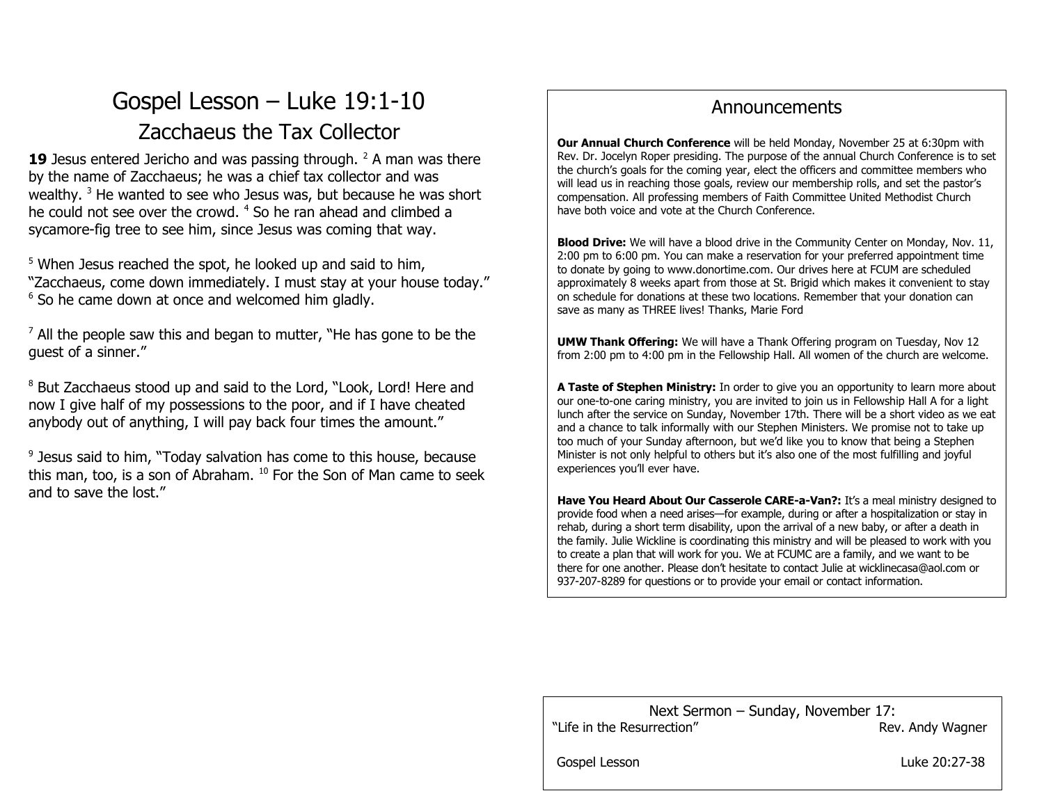# Gospel Lesson – Luke 19:1-10

## Zacchaeus the Tax Collector

**19** Jesus entered Jericho and was passing through. [2] A man was there by the name of Zacchaeus; he was a chief tax collector and was wealthy. [3] He wanted to see who Jesus was, but because he was short he could not see over the crowd. [4] So he ran ahead and climbed a sycamore-fig tree to see him, since Jesus was coming that way.

[5] When Jesus reached the spot, he looked up and said to him, "Zacchaeus, come down immediately. I must stay at your house today." [6] So he came down at once and welcomed him gladly.

[7] All the people saw this and began to mutter, "He has gone to be the guest of a sinner."

[8] But Zacchaeus stood up and said to the Lord, "Look, Lord! Here and now I give half of my possessions to the poor, and if I have cheated anybody out of anything, I will pay back four times the amount."

[9] Jesus said to him, "Today salvation has come to this house, because this man, too, is a son of Abraham. [10] For the Son of Man came to seek and to save the lost."

## Announcements

**Our Annual Church Conference** will be held Monday, November 25 at 6:30pm with Rev. Dr. Jocelyn Roper presiding. The purpose of the annual Church Conference is to set the church's goals for the coming year, elect the officers and committee members who will lead us in reaching those goals, review our membership rolls, and set the pastor's compensation. All professing members of Faith Committee United Methodist Church have both voice and vote at the Church Conference.

**Blood Drive:** We will have a blood drive in the Community Center on Monday, Nov. 11, 2:00 pm to 6:00 pm. You can make a reservation for your preferred appointment time to donate by going to www.donortime.com. Our drives here at FCUM are scheduled approximately 8 weeks apart from those at St. Brigid which makes it convenient to stay on schedule for donations at these two locations. Remember that your donation can save as many as THREE lives! Thanks, Marie Ford

**UMW Thank Offering:** We will have a Thank Offering program on Tuesday, Nov 12 from 2:00 pm to 4:00 pm in the Fellowship Hall. All women of the church are welcome.

**A Taste of Stephen Ministry:** In order to give you an opportunity to learn more about our one-to-one caring ministry, you are invited to join us in Fellowship Hall A for a light lunch after the service on Sunday, November 17th. There will be a short video as we eat and a chance to talk informally with our Stephen Ministers. We promise not to take up too much of your Sunday afternoon, but we'd like you to know that being a Stephen Minister is not only helpful to others but it's also one of the most fulfilling and joyful experiences you'll ever have.

**Have You Heard About Our Casserole CARE-a-Van?:** It's a meal ministry designed to provide food when a need arises—for example, during or after a hospitalization or stay in rehab, during a short term disability, upon the arrival of a new baby, or after a death in the family. Julie Wickline is coordinating this ministry and will be pleased to work with you to create a plan that will work for you. We at FCUMC are a family, and we want to be there for one another. Please don't hesitate to contact Julie at wicklinecasa@aol.com or 937-207-8289 for questions or to provide your email or contact information.

Next Sermon – Sunday, November 17:

"Life in the Resurrection" Rev. Andy Wagner

Gospel Lesson Luke 20:27-38